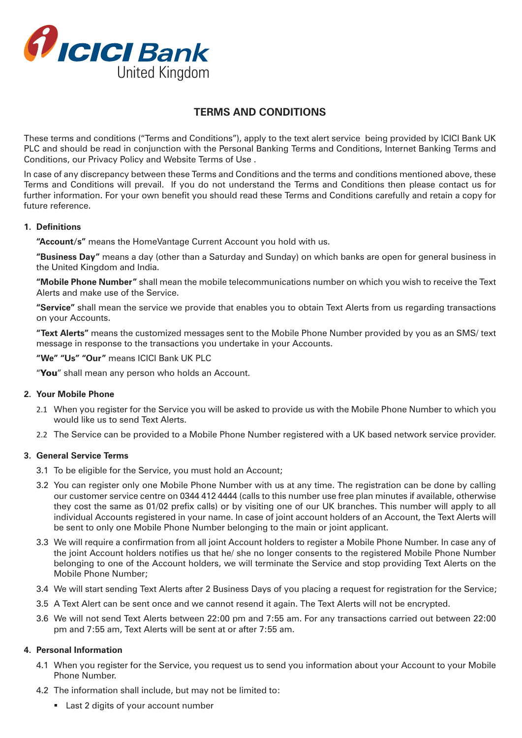ICICI Bank
United Kingdom

# TERMS AND CONDITIONS

These terms and conditions ("Terms and Conditions"), apply to the text alert service being provided by ICICI Bank UK PLC and should be read in conjunction with the Personal Banking Terms and Conditions, Internet Banking Terms and Conditions, our Privacy Policy and Website Terms of Use .

In case of any discrepancy between these Terms and Conditions and the terms and conditions mentioned above, these Terms and Conditions will prevail. If you do not understand the Terms and Conditions then please contact us for further information. For your own benefit you should read these Terms and Conditions carefully and retain a copy for future reference.

## 1. Definitions

**"Account/s"** means the HomeVantage Current Account you hold with us.

**"Business Day"** means a day (other than a Saturday and Sunday) on which banks are open for general business in the United Kingdom and India.

**"Mobile Phone Number"** shall mean the mobile telecommunications number on which you wish to receive the Text Alerts and make use of the Service.

**"Service"** shall mean the service we provide that enables you to obtain Text Alerts from us regarding transactions on your Accounts.

**"Text Alerts"** means the customized messages sent to the Mobile Phone Number provided by you as an SMS/ text message in response to the transactions you undertake in your Accounts.

**"We" "Us" "Our"** means ICICI Bank UK PLC

"**You**" shall mean any person who holds an Account.

## 2. Your Mobile Phone

2.1 When you register for the Service you will be asked to provide us with the Mobile Phone Number to which you would like us to send Text Alerts.

2.2 The Service can be provided to a Mobile Phone Number registered with a UK based network service provider.

## 3. General Service Terms

3.1 To be eligible for the Service, you must hold an Account;

3.2 You can register only one Mobile Phone Number with us at any time. The registration can be done by calling our customer service centre on 0344 412 4444 (calls to this number use free plan minutes if available, otherwise they cost the same as 01/02 prefix calls) or by visiting one of our UK branches. This number will apply to all individual Accounts registered in your name. In case of joint account holders of an Account, the Text Alerts will be sent to only one Mobile Phone Number belonging to the main or joint applicant.

3.3 We will require a confirmation from all joint Account holders to register a Mobile Phone Number. In case any of the joint Account holders notifies us that he/ she no longer consents to the registered Mobile Phone Number belonging to one of the Account holders, we will terminate the Service and stop providing Text Alerts on the Mobile Phone Number;

3.4 We will start sending Text Alerts after 2 Business Days of you placing a request for registration for the Service;

3.5 A Text Alert can be sent once and we cannot resend it again. The Text Alerts will not be encrypted.

3.6 We will not send Text Alerts between 22:00 pm and 7:55 am. For any transactions carried out between 22:00 pm and 7:55 am, Text Alerts will be sent at or after 7:55 am.

## 4. Personal Information

4.1 When you register for the Service, you request us to send you information about your Account to your Mobile Phone Number.

4.2 The information shall include, but may not be limited to:

- Last 2 digits of your account number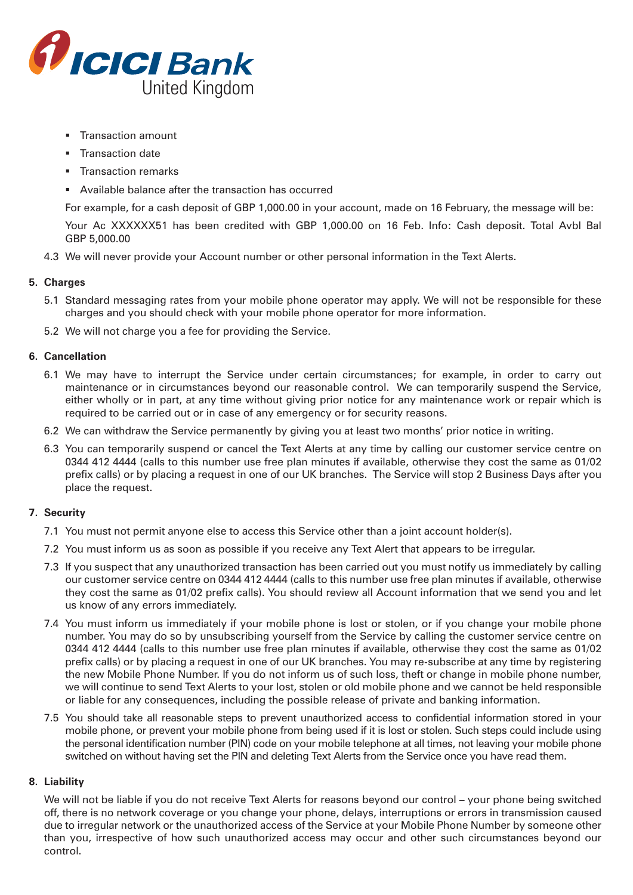- Transaction amount
- Transaction date
- Transaction remarks
- Available balance after the transaction has occurred

For example, for a cash deposit of GBP 1,000.00 in your account, made on 16 February, the message will be:

Your Ac XXXXXX51 has been credited with GBP 1,000.00 on 16 Feb. Info: Cash deposit. Total Avbl Bal GBP 5,000.00

4.3 We will never provide your Account number or other personal information in the Text Alerts.

## 5. Charges

5.1 Standard messaging rates from your mobile phone operator may apply. We will not be responsible for these charges and you should check with your mobile phone operator for more information.

5.2 We will not charge you a fee for providing the Service.

## 6. Cancellation

6.1 We may have to interrupt the Service under certain circumstances; for example, in order to carry out maintenance or in circumstances beyond our reasonable control. We can temporarily suspend the Service, either wholly or in part, at any time without giving prior notice for any maintenance work or repair which is required to be carried out or in case of any emergency or for security reasons.

6.2 We can withdraw the Service permanently by giving you at least two months' prior notice in writing.

6.3 You can temporarily suspend or cancel the Text Alerts at any time by calling our customer service centre on 0344 412 4444 (calls to this number use free plan minutes if available, otherwise they cost the same as 01/02 prefix calls) or by placing a request in one of our UK branches. The Service will stop 2 Business Days after you place the request.

## 7. Security

7.1 You must not permit anyone else to access this Service other than a joint account holder(s).

7.2 You must inform us as soon as possible if you receive any Text Alert that appears to be irregular.

7.3 If you suspect that any unauthorized transaction has been carried out you must notify us immediately by calling our customer service centre on 0344 412 4444 (calls to this number use free plan minutes if available, otherwise they cost the same as 01/02 prefix calls). You should review all Account information that we send you and let us know of any errors immediately.

7.4 You must inform us immediately if your mobile phone is lost or stolen, or if you change your mobile phone number. You may do so by unsubscribing yourself from the Service by calling the customer service centre on 0344 412 4444 (calls to this number use free plan minutes if available, otherwise they cost the same as 01/02 prefix calls) or by placing a request in one of our UK branches. You may re-subscribe at any time by registering the new Mobile Phone Number. If you do not inform us of such loss, theft or change in mobile phone number, we will continue to send Text Alerts to your lost, stolen or old mobile phone and we cannot be held responsible or liable for any consequences, including the possible release of private and banking information.

7.5 You should take all reasonable steps to prevent unauthorized access to confidential information stored in your mobile phone, or prevent your mobile phone from being used if it is lost or stolen. Such steps could include using the personal identification number (PIN) code on your mobile telephone at all times, not leaving your mobile phone switched on without having set the PIN and deleting Text Alerts from the Service once you have read them.

## 8. Liability

We will not be liable if you do not receive Text Alerts for reasons beyond our control – your phone being switched off, there is no network coverage or you change your phone, delays, interruptions or errors in transmission caused due to irregular network or the unauthorized access of the Service at your Mobile Phone Number by someone other than you, irrespective of how such unauthorized access may occur and other such circumstances beyond our control.